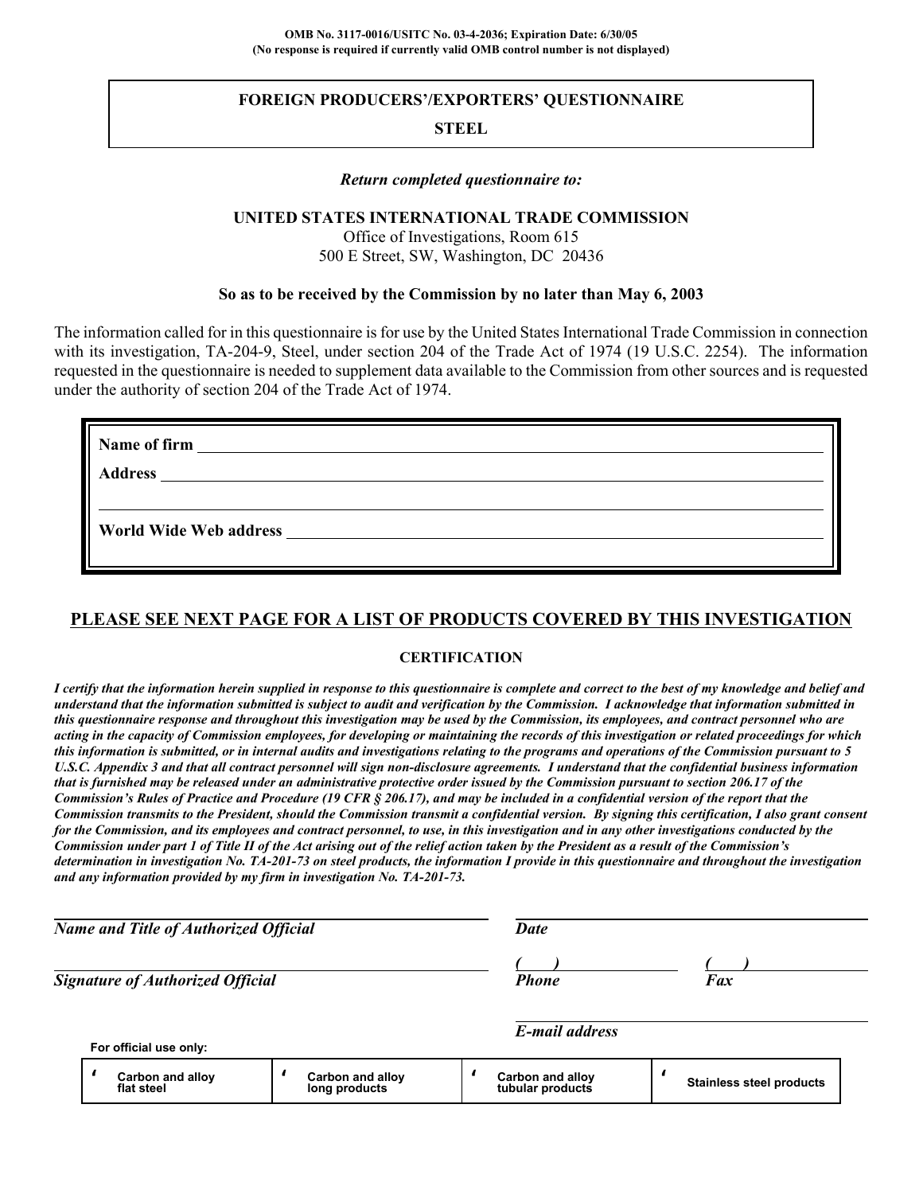OMB No. 3117-0016/USITC No. 03-4-2036; Expiration Date: 6/30/05
(No response is required if currently valid OMB control number is not displayed)

# FOREIGN PRODUCERS'/EXPORTERS' QUESTIONNAIRE

## STEEL

*Return completed questionnaire to:*

**UNITED STATES INTERNATIONAL TRADE COMMISSION**
Office of Investigations, Room 615
500 E Street, SW, Washington, DC 20436

**So as to be received by the Commission by no later than May 6, 2003**

The information called for in this questionnaire is for use by the United States International Trade Commission in connection with its investigation, TA-204-9, Steel, under section 204 of the Trade Act of 1974 (19 U.S.C. 2254). The information requested in the questionnaire is needed to supplement data available to the Commission from other sources and is requested under the authority of section 204 of the Trade Act of 1974.

**Name of firm** ______________________________

**Address** ______________________________

______________________________

**World Wide Web address** ______________________________

## PLEASE SEE NEXT PAGE FOR A LIST OF PRODUCTS COVERED BY THIS INVESTIGATION

**CERTIFICATION**

***I certify that the information herein supplied in response to this questionnaire is complete and correct to the best of my knowledge and belief and understand that the information submitted is subject to audit and verification by the Commission. I acknowledge that information submitted in this questionnaire response and throughout this investigation may be used by the Commission, its employees, and contract personnel who are acting in the capacity of Commission employees, for developing or maintaining the records of this investigation or related proceedings for which this information is submitted, or in internal audits and investigations relating to the programs and operations of the Commission pursuant to 5 U.S.C. Appendix 3 and that all contract personnel will sign non-disclosure agreements. I understand that the confidential business information that is furnished may be released under an administrative protective order issued by the Commission pursuant to section 206.17 of the Commission's Rules of Practice and Procedure (19 CFR § 206.17), and may be included in a confidential version of the report that the Commission transmits to the President, should the Commission transmit a confidential version. By signing this certification, I also grant consent for the Commission, and its employees and contract personnel, to use, in this investigation and in any other investigations conducted by the Commission under part 1 of Title II of the Act arising out of the relief action taken by the President as a result of the Commission's determination in investigation No. TA-201-73 on steel products, the information I provide in this questionnaire and throughout the investigation and any information provided by my firm in investigation No. TA-201-73.***

______________________________ ______________________________
***Name and Title of Authorized Official*** ***Date***

______________________________ (   ) ______________ (   ) ______________
***Signature of Authorized Official*** ***Phone*** ***Fax***

______________________________
***E-mail address***

**For official use only:**

| ☐ Carbon and alloy flat steel | ☐ Carbon and alloy long products | ☐ Carbon and alloy tubular products | ☐ Stainless steel products |
|---|---|---|---|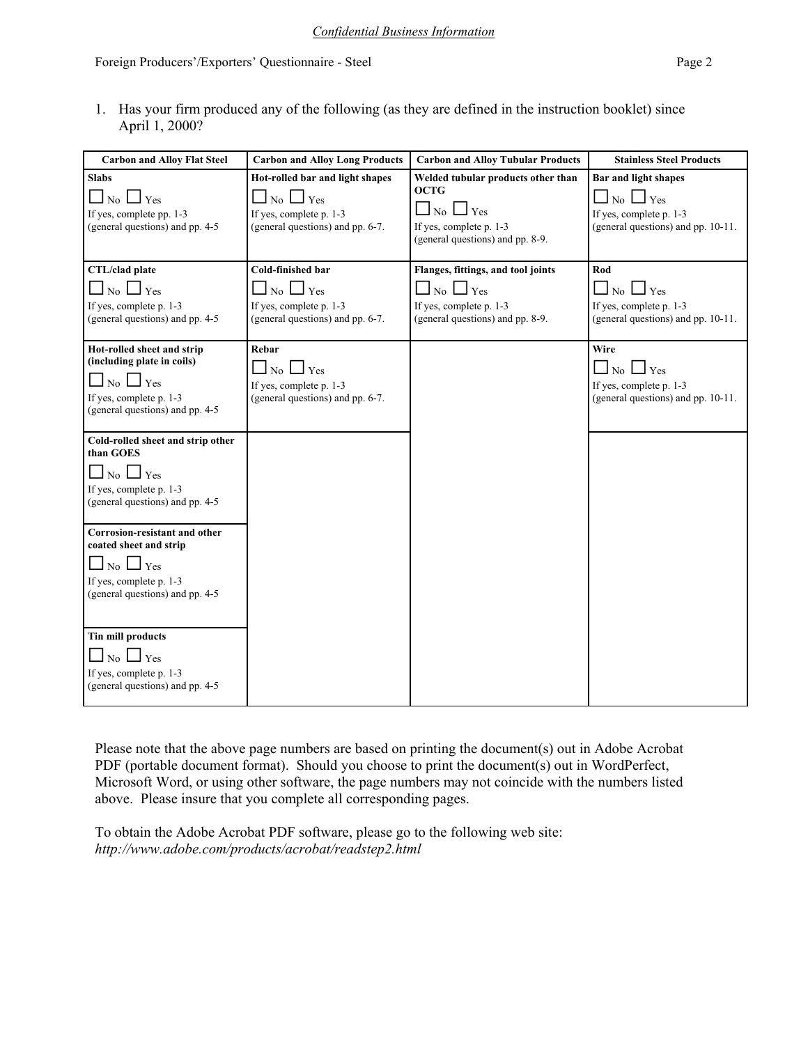*Confidential Business Information*

1. Has your firm produced any of the following (as they are defined in the instruction booklet) since April 1, 2000?

| Carbon and Alloy Flat Steel | Carbon and Alloy Long Products | Carbon and Alloy Tubular Products | Stainless Steel Products |
|---|---|---|---|
| **Slabs** ☐ No ☐ Yes If yes, complete pp. 1-3 (general questions) and pp. 4-5 | **Hot-rolled bar and light shapes** ☐ No ☐ Yes If yes, complete p. 1-3 (general questions) and pp. 6-7. | **Welded tubular products other than OCTG** ☐ No ☐ Yes If yes, complete p. 1-3 (general questions) and pp. 8-9. | **Bar and light shapes** ☐ No ☐ Yes If yes, complete p. 1-3 (general questions) and pp. 10-11. |
| **CTL/clad plate** ☐ No ☐ Yes If yes, complete p. 1-3 (general questions) and pp. 4-5 | **Cold-finished bar** ☐ No ☐ Yes If yes, complete p. 1-3 (general questions) and pp. 6-7. | **Flanges, fittings, and tool joints** ☐ No ☐ Yes If yes, complete p. 1-3 (general questions) and pp. 8-9. | **Rod** ☐ No ☐ Yes If yes, complete p. 1-3 (general questions) and pp. 10-11. |
| **Hot-rolled sheet and strip (including plate in coils)** ☐ No ☐ Yes If yes, complete p. 1-3 (general questions) and pp. 4-5 | **Rebar** ☐ No ☐ Yes If yes, complete p. 1-3 (general questions) and pp. 6-7. | | **Wire** ☐ No ☐ Yes If yes, complete p. 1-3 (general questions) and pp. 10-11. |
| **Cold-rolled sheet and strip other than GOES** ☐ No ☐ Yes If yes, complete p. 1-3 (general questions) and pp. 4-5 | | | |
| **Corrosion-resistant and other coated sheet and strip** ☐ No ☐ Yes If yes, complete p. 1-3 (general questions) and pp. 4-5 | | | |
| **Tin mill products** ☐ No ☐ Yes If yes, complete p. 1-3 (general questions) and pp. 4-5 | | | |

Please note that the above page numbers are based on printing the document(s) out in Adobe Acrobat PDF (portable document format). Should you choose to print the document(s) out in WordPerfect, Microsoft Word, or using other software, the page numbers may not coincide with the numbers listed above. Please insure that you complete all corresponding pages.

To obtain the Adobe Acrobat PDF software, please go to the following web site: *http://www.adobe.com/products/acrobat/readstep2.html*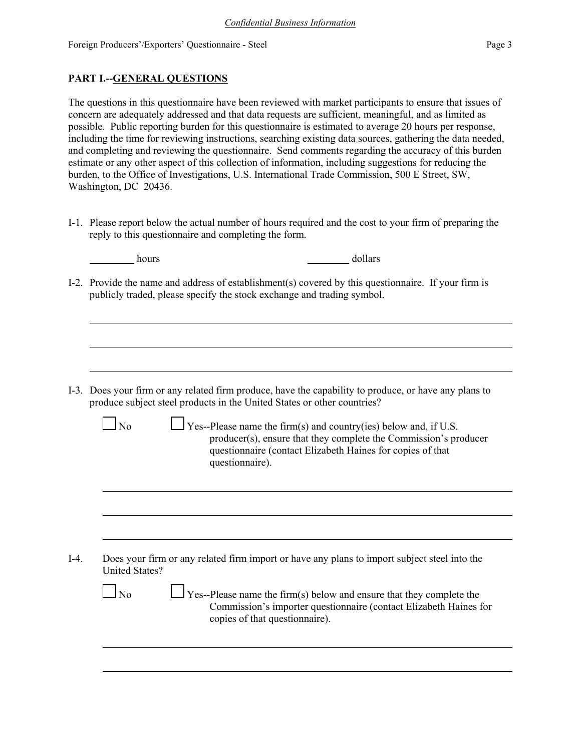## PART I.--GENERAL QUESTIONS

The questions in this questionnaire have been reviewed with market participants to ensure that issues of concern are adequately addressed and that data requests are sufficient, meaningful, and as limited as possible. Public reporting burden for this questionnaire is estimated to average 20 hours per response, including the time for reviewing instructions, searching existing data sources, gathering the data needed, and completing and reviewing the questionnaire. Send comments regarding the accuracy of this burden estimate or any other aspect of this collection of information, including suggestions for reducing the burden, to the Office of Investigations, U.S. International Trade Commission, 500 E Street, SW, Washington, DC 20436.

I-1. Please report below the actual number of hours required and the cost to your firm of preparing the reply to this questionnaire and completing the form.

_________ hours _________ dollars

I-2. Provide the name and address of establishment(s) covered by this questionnaire. If your firm is publicly traded, please specify the stock exchange and trading symbol.

______________________________________________________________________________

______________________________________________________________________________

______________________________________________________________________________

I-3. Does your firm or any related firm produce, have the capability to produce, or have any plans to produce subject steel products in the United States or other countries?

☐ No ☐ Yes--Please name the firm(s) and country(ies) below and, if U.S. producer(s), ensure that they complete the Commission's producer questionnaire (contact Elizabeth Haines for copies of that questionnaire).

______________________________________________________________________________

______________________________________________________________________________

______________________________________________________________________________

I-4. Does your firm or any related firm import or have any plans to import subject steel into the United States?

☐ No ☐ Yes--Please name the firm(s) below and ensure that they complete the Commission's importer questionnaire (contact Elizabeth Haines for copies of that questionnaire).

______________________________________________________________________________

______________________________________________________________________________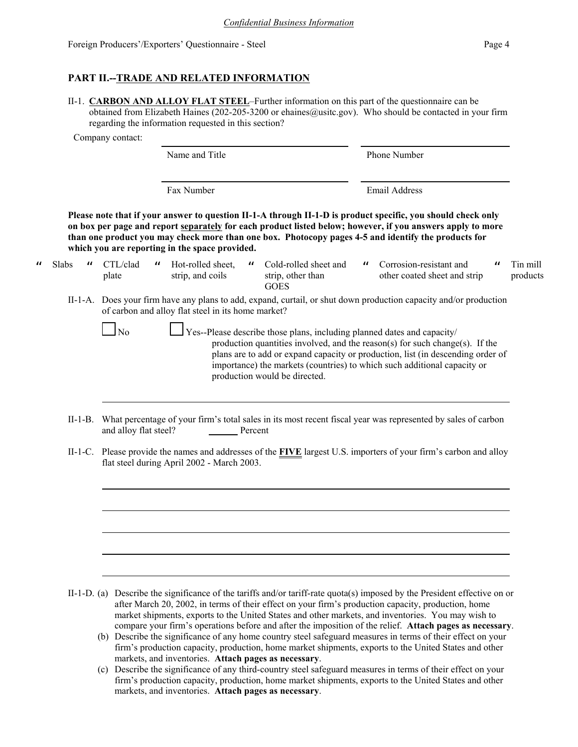*Confidential Business Information*

## PART II.--TRADE AND RELATED INFORMATION

II-1. **CARBON AND ALLOY FLAT STEEL**–Further information on this part of the questionnaire can be obtained from Elizabeth Haines (202-205-3200 or ehaines@usitc.gov). Who should be contacted in your firm regarding the information requested in this section?

Company contact:

| | |
|---|---|
| Name and Title | Phone Number |
| Fax Number | Email Address |

**Please note that if your answer to question II-1-A through II-1-D is product specific, you should check only on box per page and report separately for each product listed below; however, if you answers apply to more than one product you may check more than one box. Photocopy pages 4-5 and identify the products for which you are reporting in the space provided.**

☐ Slabs ☐ CTL/clad plate ☐ Hot-rolled sheet, strip, and coils ☐ Cold-rolled sheet and strip, other than GOES ☐ Corrosion-resistant and other coated sheet and strip ☐ Tin mill products

II-1-A. Does your firm have any plans to add, expand, curtail, or shut down production capacity and/or production of carbon and alloy flat steel in its home market?

☐ No ☐ Yes--Please describe those plans, including planned dates and capacity/ production quantities involved, and the reason(s) for such change(s). If the plans are to add or expand capacity or production, list (in descending order of importance) the markets (countries) to which such additional capacity or production would be directed.

\_\_\_\_\_\_\_\_\_\_\_\_\_\_\_\_\_\_\_\_\_\_\_\_\_\_\_\_\_\_\_\_\_\_\_\_\_\_\_\_

II-1-B. What percentage of your firm's total sales in its most recent fiscal year was represented by sales of carbon and alloy flat steel? \_\_\_\_\_\_ Percent

II-1-C. Please provide the names and addresses of the **FIVE** largest U.S. importers of your firm's carbon and alloy flat steel during April 2002 - March 2003.

\_\_\_\_\_\_\_\_\_\_\_\_\_\_\_\_\_\_\_\_\_\_\_\_\_\_\_\_\_\_\_\_\_\_\_\_\_\_\_\_

\_\_\_\_\_\_\_\_\_\_\_\_\_\_\_\_\_\_\_\_\_\_\_\_\_\_\_\_\_\_\_\_\_\_\_\_\_\_\_\_

\_\_\_\_\_\_\_\_\_\_\_\_\_\_\_\_\_\_\_\_\_\_\_\_\_\_\_\_\_\_\_\_\_\_\_\_\_\_\_\_

\_\_\_\_\_\_\_\_\_\_\_\_\_\_\_\_\_\_\_\_\_\_\_\_\_\_\_\_\_\_\_\_\_\_\_\_\_\_\_\_

\_\_\_\_\_\_\_\_\_\_\_\_\_\_\_\_\_\_\_\_\_\_\_\_\_\_\_\_\_\_\_\_\_\_\_\_\_\_\_\_

II-1-D. (a) Describe the significance of the tariffs and/or tariff-rate quota(s) imposed by the President effective on or after March 20, 2002, in terms of their effect on your firm's production capacity, production, home market shipments, exports to the United States and other markets, and inventories. You may wish to compare your firm's operations before and after the imposition of the relief. **Attach pages as necessary**.

(b) Describe the significance of any home country steel safeguard measures in terms of their effect on your firm's production capacity, production, home market shipments, exports to the United States and other markets, and inventories. **Attach pages as necessary**.

(c) Describe the significance of any third-country steel safeguard measures in terms of their effect on your firm's production capacity, production, home market shipments, exports to the United States and other markets, and inventories. **Attach pages as necessary**.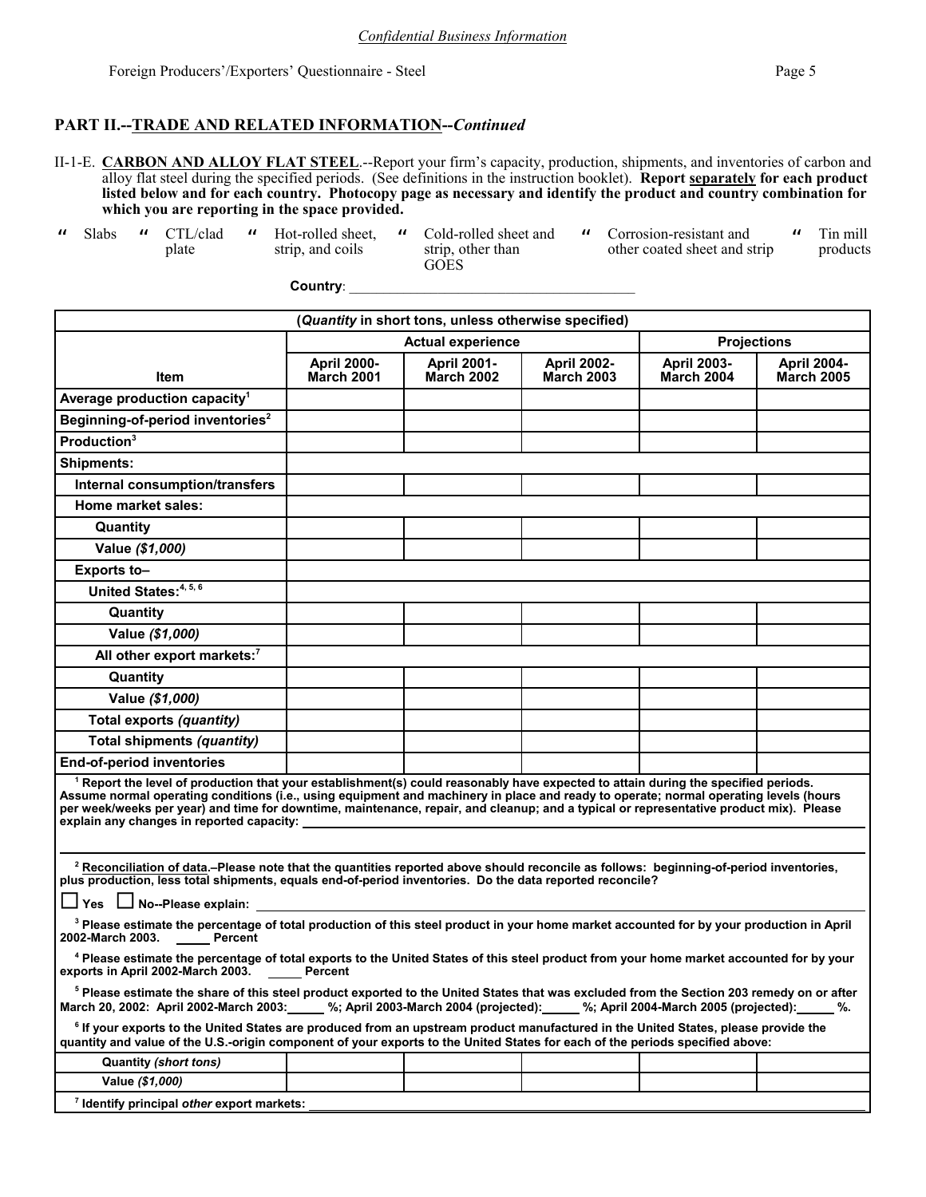*Confidential Business Information*

## PART II.--TRADE AND RELATED INFORMATION--*Continued*

II-1-E. **CARBON AND ALLOY FLAT STEEL**.--Report your firm's capacity, production, shipments, and inventories of carbon and alloy flat steel during the specified periods. (See definitions in the instruction booklet). **Report separately for each product listed below and for each country. Photocopy page as necessary and identify the product and country combination for which you are reporting in the space provided.**

" Slabs " CTL/clad plate " Hot-rolled sheet, strip, and coils " Cold-rolled sheet and strip, other than GOES " Corrosion-resistant and other coated sheet and strip " Tin mill products

**Country**: ________________________________________

| (*Quantity* in short tons, unless otherwise specified) | | | | | |
|---|---|---|---|---|---|
| | Actual experience | | | Projections | |
| Item | April 2000-March 2001 | April 2001-March 2002 | April 2002-March 2003 | April 2003-March 2004 | April 2004-March 2005 |
| Average production capacity[1] | | | | | |
| Beginning-of-period inventories[2] | | | | | |
| Production[3] | | | | | |
| Shipments: | | | | | |
| Internal consumption/transfers | | | | | |
| Home market sales: | | | | | |
| Quantity | | | | | |
| Value *($1,000)* | | | | | |
| Exports to– | | | | | |
| United States:[4, 5, 6] | | | | | |
| Quantity | | | | | |
| Value *($1,000)* | | | | | |
| All other export markets:[7] | | | | | |
| Quantity | | | | | |
| Value *($1,000)* | | | | | |
| Total exports *(quantity)* | | | | | |
| Total shipments *(quantity)* | | | | | |
| End-of-period inventories | | | | | |

[1] **Report the level of production that your establishment(s) could reasonably have expected to attain during the specified periods. Assume normal operating conditions (i.e., using equipment and machinery in place and ready to operate; normal operating levels (hours per week/weeks per year) and time for downtime, maintenance, repair, and cleanup; and a typical or representative product mix). Please explain any changes in reported capacity:** ________________________________________

[2] **Reconciliation of data.–Please note that the quantities reported above should reconcile as follows: beginning-of-period inventories, plus production, less total shipments, equals end-of-period inventories. Do the data reported reconcile?**

☐ **Yes** ☐ **No--Please explain:** ________________________________________

[3] **Please estimate the percentage of total production of this steel product in your home market accounted for by your production in April 2002-March 2003.** _____ **Percent**

[4] **Please estimate the percentage of total exports to the United States of this steel product from your home market accounted for by your exports in April 2002-March 2003.** _____ **Percent**

[5] **Please estimate the share of this steel product exported to the United States that was excluded from the Section 203 remedy on or after March 20, 2002: April 2002-March 2003:** _____ **%; April 2003-March 2004 (projected):** _____ **%; April 2004-March 2005 (projected):** _____ **%.**

[6] **If your exports to the United States are produced from an upstream product manufactured in the United States, please provide the quantity and value of the U.S.-origin component of your exports to the United States for each of the periods specified above:**

| | | | | | |
|---|---|---|---|---|---|
| Quantity *(short tons)* | | | | | |
| Value *($1,000)* | | | | | |

[7] **Identify principal *other* export markets:** ________________________________________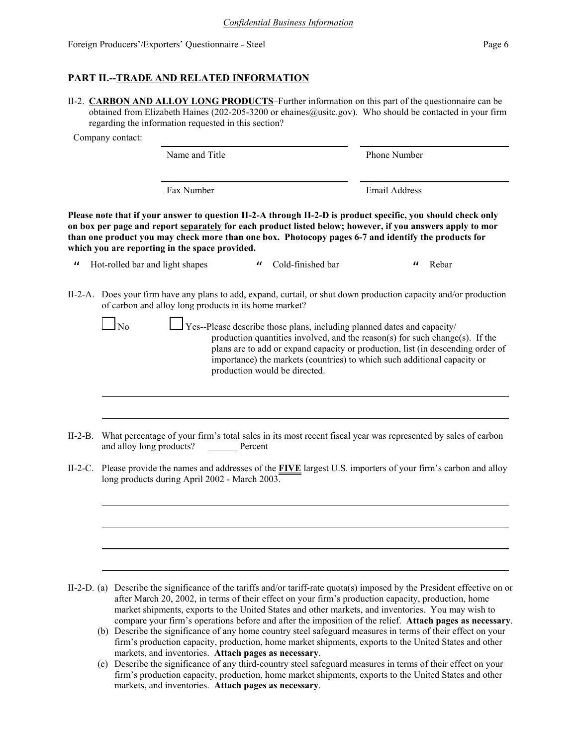*Confidential Business Information*

Foreign Producers'/Exporters' Questionnaire - Steel

## PART II.--TRADE AND RELATED INFORMATION

II-2. **CARBON AND ALLOY LONG PRODUCTS**–Further information on this part of the questionnaire can be obtained from Elizabeth Haines (202-205-3200 or ehaines@usitc.gov). Who should be contacted in your firm regarding the information requested in this section?

Company contact:

| | |
|---|---|
| Name and Title | Phone Number |
| Fax Number | Email Address |

**Please note that if your answer to question II-2-A through II-2-D is product specific, you should check only on box per page and report separately for each product listed below; however, if you answers apply to mor than one product you may check more than one box. Photocopy pages 6-7 and identify the products for which you are reporting in the space provided.**

" Hot-rolled bar and light shapes " Cold-finished bar " Rebar

II-2-A. Does your firm have any plans to add, expand, curtail, or shut down production capacity and/or production of carbon and alloy long products in its home market?

☐ No ☐ Yes--Please describe those plans, including planned dates and capacity/production quantities involved, and the reason(s) for such change(s). If the plans are to add or expand capacity or production, list (in descending order of importance) the markets (countries) to which such additional capacity or production would be directed.

II-2-B. What percentage of your firm's total sales in its most recent fiscal year was represented by sales of carbon and alloy long products? ______ Percent

II-2-C. Please provide the names and addresses of the **FIVE** largest U.S. importers of your firm's carbon and alloy long products during April 2002 - March 2003.

II-2-D. (a) Describe the significance of the tariffs and/or tariff-rate quota(s) imposed by the President effective on or after March 20, 2002, in terms of their effect on your firm's production capacity, production, home market shipments, exports to the United States and other markets, and inventories. You may wish to compare your firm's operations before and after the imposition of the relief. **Attach pages as necessary**.

(b) Describe the significance of any home country steel safeguard measures in terms of their effect on your firm's production capacity, production, home market shipments, exports to the United States and other markets, and inventories. **Attach pages as necessary**.

(c) Describe the significance of any third-country steel safeguard measures in terms of their effect on your firm's production capacity, production, home market shipments, exports to the United States and other markets, and inventories. **Attach pages as necessary**.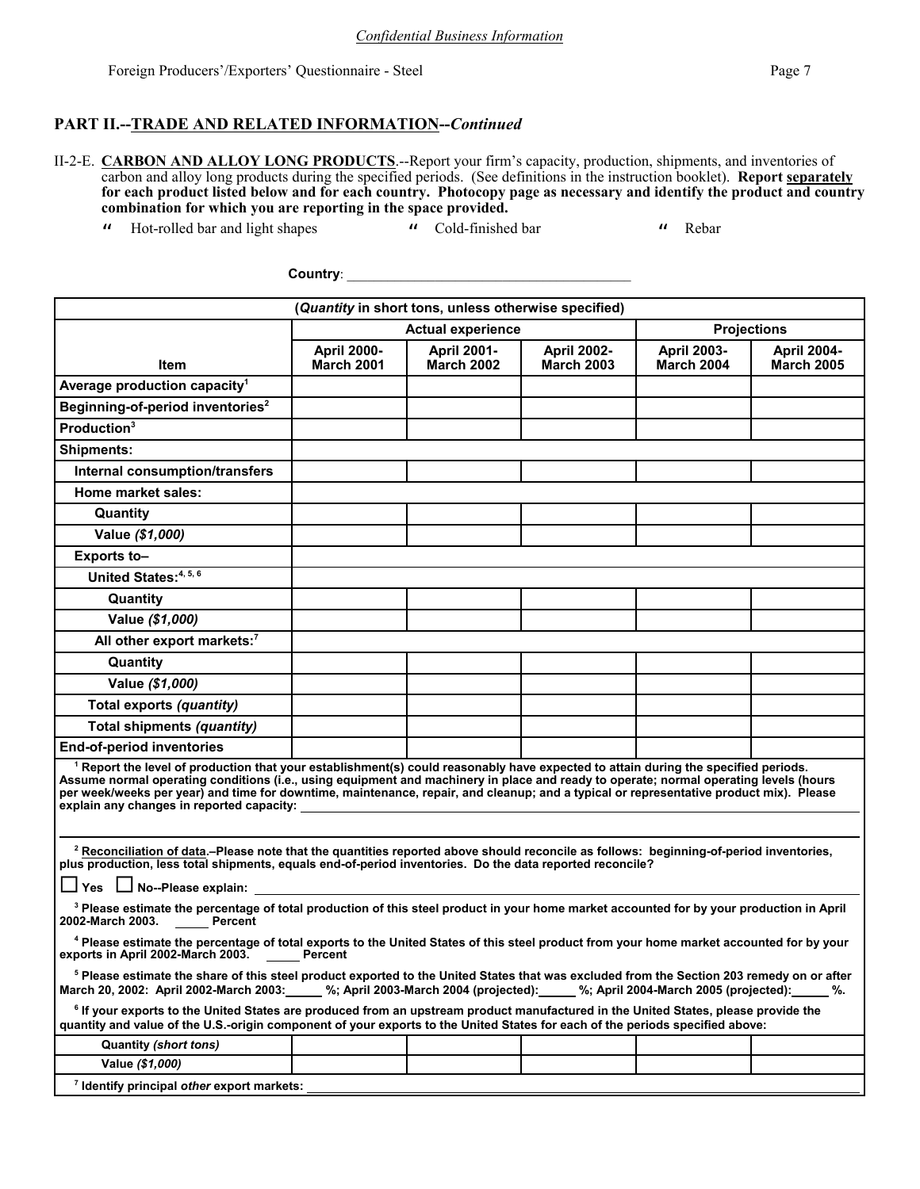*Confidential Business Information*

Foreign Producers'/Exporters' Questionnaire - Steel

## PART II.--TRADE AND RELATED INFORMATION--*Continued*

II-2-E. **CARBON AND ALLOY LONG PRODUCTS**.--Report your firm's capacity, production, shipments, and inventories of carbon and alloy long products during the specified periods. (See definitions in the instruction booklet). **Report separately for each product listed below and for each country. Photocopy page as necessary and identify the product and country combination for which you are reporting in the space provided.**

☐ Hot-rolled bar and light shapes ☐ Cold-finished bar ☐ Rebar

**Country**: ______________________________________

| (*Quantity* in short tons, unless otherwise specified) | | | | | |
|---|---|---|---|---|---|
| | Actual experience | | | Projections | |
| Item | April 2000-March 2001 | April 2001-March 2002 | April 2002-March 2003 | April 2003-March 2004 | April 2004-March 2005 |
| Average production capacity[1] | | | | | |
| Beginning-of-period inventories[2] | | | | | |
| Production[3] | | | | | |
| Shipments: | | | | | |
| Internal consumption/transfers | | | | | |
| Home market sales: | | | | | |
| Quantity | | | | | |
| Value *($1,000)* | | | | | |
| Exports to– | | | | | |
| United States:[4, 5, 6] | | | | | |
| Quantity | | | | | |
| Value *($1,000)* | | | | | |
| All other export markets:[7] | | | | | |
| Quantity | | | | | |
| Value *($1,000)* | | | | | |
| Total exports *(quantity)* | | | | | |
| Total shipments *(quantity)* | | | | | |
| End-of-period inventories | | | | | |

[1] **Report the level of production that your establishment(s) could reasonably have expected to attain during the specified periods. Assume normal operating conditions (i.e., using equipment and machinery in place and ready to operate; normal operating levels (hours per week/weeks per year) and time for downtime, maintenance, repair, and cleanup; and a typical or representative product mix). Please explain any changes in reported capacity:** ______________________________________

[2] **Reconciliation of data.–Please note that the quantities reported above should reconcile as follows: beginning-of-period inventories, plus production, less total shipments, equals end-of-period inventories. Do the data reported reconcile?**

☐ **Yes** ☐ **No--Please explain:** ______________________________________

[3] **Please estimate the percentage of total production of this steel product in your home market accounted for by your production in April 2002-March 2003. _____ Percent**

[4] **Please estimate the percentage of total exports to the United States of this steel product from your home market accounted for by your exports in April 2002-March 2003. _____ Percent**

[5] **Please estimate the share of this steel product exported to the United States that was excluded from the Section 203 remedy on or after March 20, 2002: April 2002-March 2003: _____ %; April 2003-March 2004 (projected): _____ %; April 2004-March 2005 (projected): _____ %.**

[6] **If your exports to the United States are produced from an upstream product manufactured in the United States, please provide the quantity and value of the U.S.-origin component of your exports to the United States for each of the periods specified above:**

| | | | | | |
|---|---|---|---|---|---|
| Quantity *(short tons)* | | | | | |
| Value *($1,000)* | | | | | |

[7] **Identify principal *other* export markets:** ______________________________________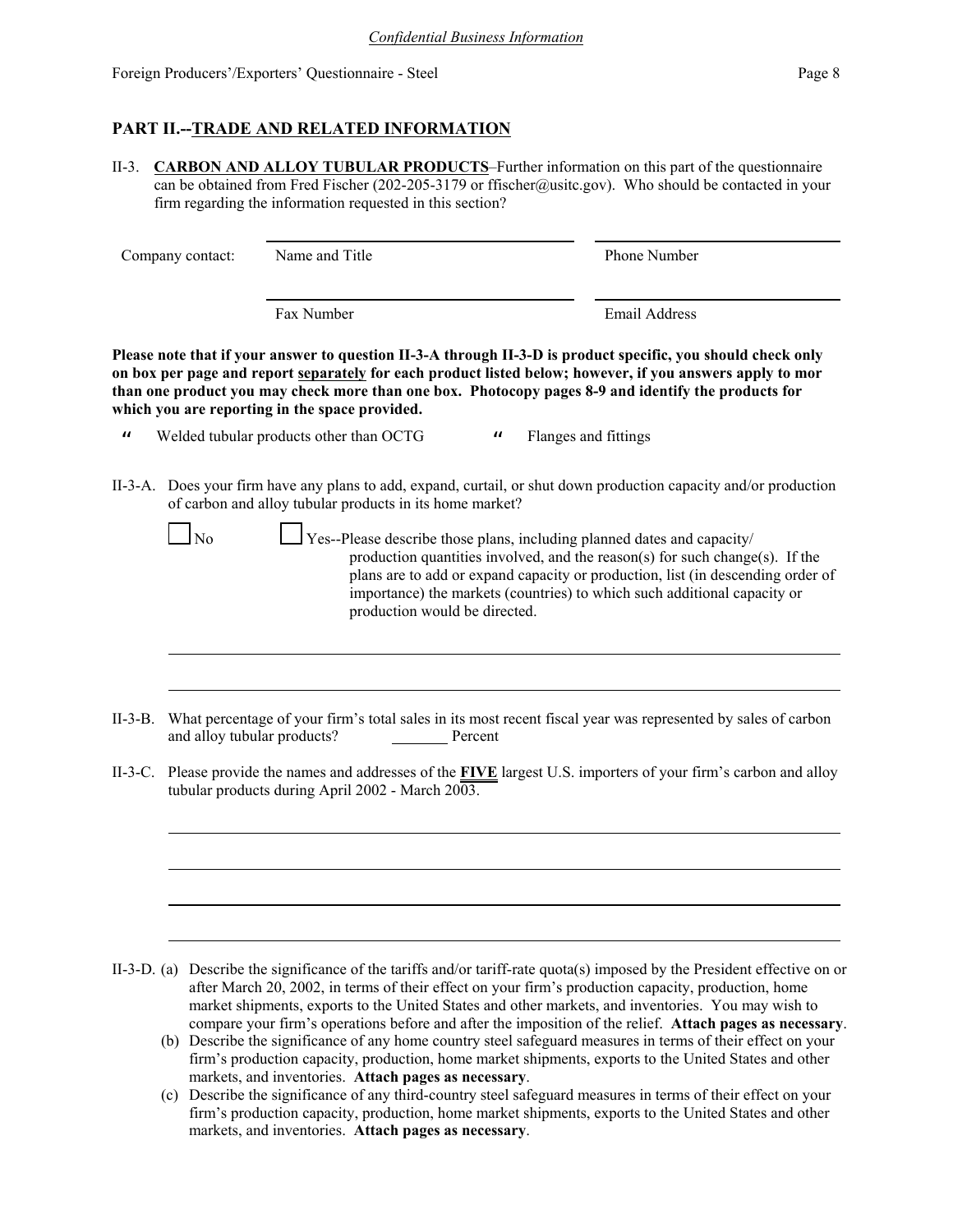*Confidential Business Information*

Foreign Producers'/Exporters' Questionnaire - Steel

## PART II.--TRADE AND RELATED INFORMATION

II-3. **CARBON AND ALLOY TUBULAR PRODUCTS**–Further information on this part of the questionnaire can be obtained from Fred Fischer (202-205-3179 or ffischer@usitc.gov). Who should be contacted in your firm regarding the information requested in this section?

Company contact:

| Name and Title | Phone Number |
|---|---|
| Fax Number | Email Address |

**Please note that if your answer to question II-3-A through II-3-D is product specific, you should check only on box per page and report separately for each product listed below; however, if you answers apply to mor than one product you may check more than one box. Photocopy pages 8-9 and identify the products for which you are reporting in the space provided.**

- " Welded tubular products other than OCTG
- " Flanges and fittings

II-3-A. Does your firm have any plans to add, expand, curtail, or shut down production capacity and/or production of carbon and alloy tubular products in its home market?

☐ No ☐ Yes--Please describe those plans, including planned dates and capacity/ production quantities involved, and the reason(s) for such change(s). If the plans are to add or expand capacity or production, list (in descending order of importance) the markets (countries) to which such additional capacity or production would be directed.

II-3-B. What percentage of your firm's total sales in its most recent fiscal year was represented by sales of carbon and alloy tubular products? ________ Percent

II-3-C. Please provide the names and addresses of the **FIVE** largest U.S. importers of your firm's carbon and alloy tubular products during April 2002 - March 2003.

II-3-D. (a) Describe the significance of the tariffs and/or tariff-rate quota(s) imposed by the President effective on or after March 20, 2002, in terms of their effect on your firm's production capacity, production, home market shipments, exports to the United States and other markets, and inventories. You may wish to compare your firm's operations before and after the imposition of the relief. **Attach pages as necessary**.

(b) Describe the significance of any home country steel safeguard measures in terms of their effect on your firm's production capacity, production, home market shipments, exports to the United States and other markets, and inventories. **Attach pages as necessary**.

(c) Describe the significance of any third-country steel safeguard measures in terms of their effect on your firm's production capacity, production, home market shipments, exports to the United States and other markets, and inventories. **Attach pages as necessary**.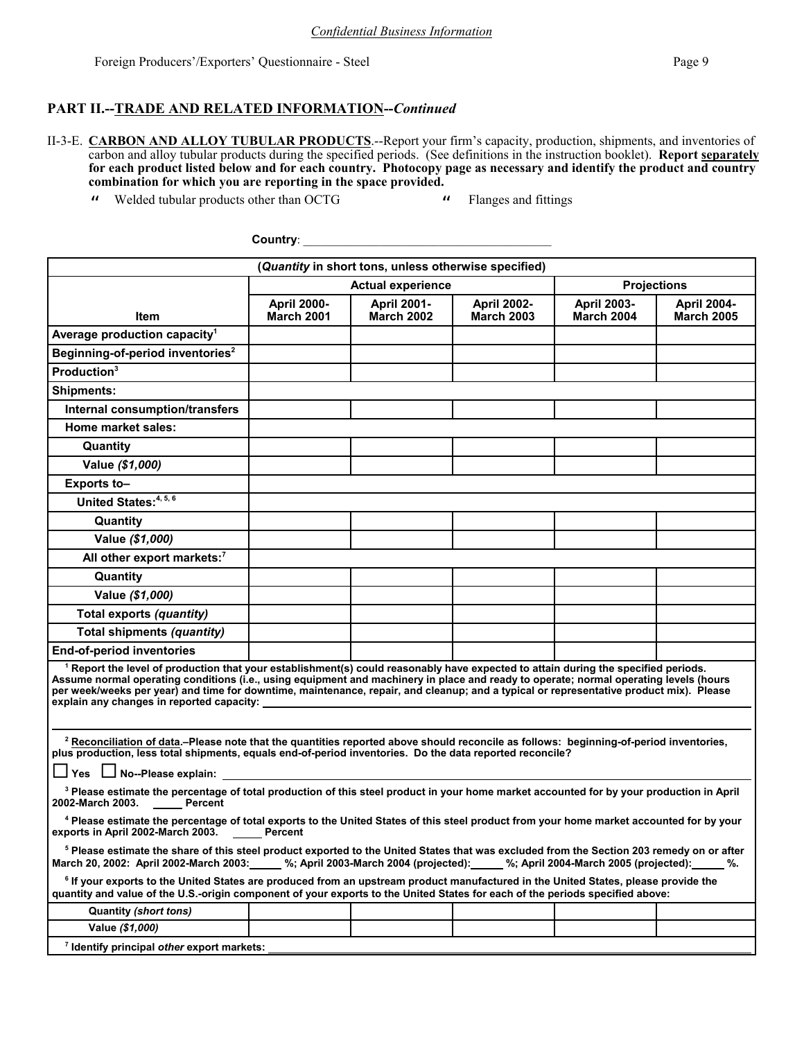*Confidential Business Information*

Foreign Producers'/Exporters' Questionnaire - Steel

## PART II.--TRADE AND RELATED INFORMATION--*Continued*

II-3-E. **CARBON AND ALLOY TUBULAR PRODUCTS**.--Report your firm's capacity, production, shipments, and inventories of carbon and alloy tubular products during the specified periods. (See definitions in the instruction booklet). **Report separately for each product listed below and for each country. Photocopy page as necessary and identify the product and country combination for which you are reporting in the space provided.**

- " Welded tubular products other than OCTG
- " Flanges and fittings

**Country**: ______________________________________

| (*Quantity* in short tons, unless otherwise specified) | | | | | |
|---|---|---|---|---|---|
| | Actual experience | | | Projections | |
| Item | April 2000-March 2001 | April 2001-March 2002 | April 2002-March 2003 | April 2003-March 2004 | April 2004-March 2005 |
| Average production capacity[1] | | | | | |
| Beginning-of-period inventories[2] | | | | | |
| Production[3] | | | | | |
| Shipments: | | | | | |
| Internal consumption/transfers | | | | | |
| Home market sales: | | | | | |
| Quantity | | | | | |
| Value *($1,000)* | | | | | |
| Exports to– | | | | | |
| United States:[4, 5, 6] | | | | | |
| Quantity | | | | | |
| Value *($1,000)* | | | | | |
| All other export markets:[7] | | | | | |
| Quantity | | | | | |
| Value *($1,000)* | | | | | |
| Total exports *(quantity)* | | | | | |
| Total shipments *(quantity)* | | | | | |
| End-of-period inventories | | | | | |

[1] **Report the level of production that your establishment(s) could reasonably have expected to attain during the specified periods. Assume normal operating conditions (i.e., using equipment and machinery in place and ready to operate; normal operating levels (hours per week/weeks per year) and time for downtime, maintenance, repair, and cleanup; and a typical or representative product mix). Please explain any changes in reported capacity:** ______________________________

[2] **Reconciliation of data.–Please note that the quantities reported above should reconcile as follows: beginning-of-period inventories, plus production, less total shipments, equals end-of-period inventories. Do the data reported reconcile?**

☐ **Yes** ☐ **No--Please explain:** ______________________________

[3] **Please estimate the percentage of total production of this steel product in your home market accounted for by your production in April 2002-March 2003.** _____ **Percent**

[4] **Please estimate the percentage of total exports to the United States of this steel product from your home market accounted for by your exports in April 2002-March 2003.** _____ **Percent**

[5] **Please estimate the share of this steel product exported to the United States that was excluded from the Section 203 remedy on or after March 20, 2002: April 2002-March 2003:_____ %; April 2003-March 2004 (projected):_____ %; April 2004-March 2005 (projected):_____ %.**

[6] **If your exports to the United States are produced from an upstream product manufactured in the United States, please provide the quantity and value of the U.S.-origin component of your exports to the United States for each of the periods specified above:**

| | | | | | |
|---|---|---|---|---|---|
| Quantity *(short tons)* | | | | | |
| Value *($1,000)* | | | | | |

[7] **Identify principal *other* export markets:** ______________________________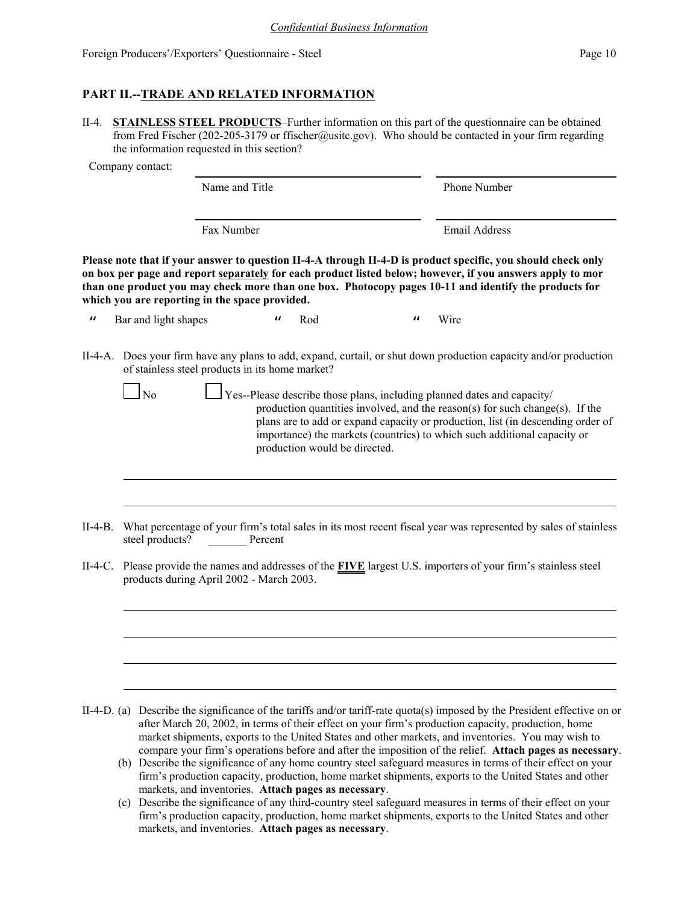*Confidential Business Information*

Foreign Producers'/Exporters' Questionnaire - Steel

## PART II.--TRADE AND RELATED INFORMATION

II-4. **STAINLESS STEEL PRODUCTS**–Further information on this part of the questionnaire can be obtained from Fred Fischer (202-205-3179 or ffischer@usitc.gov). Who should be contacted in your firm regarding the information requested in this section?

Company contact:

| | |
|---|---|
| Name and Title | Phone Number |
| Fax Number | Email Address |

**Please note that if your answer to question II-4-A through II-4-D is product specific, you should check only on box per page and report separately for each product listed below; however, if you answers apply to mor than one product you may check more than one box. Photocopy pages 10-11 and identify the products for which you are reporting in the space provided.**

" Bar and light shapes " Rod " Wire

II-4-A. Does your firm have any plans to add, expand, curtail, or shut down production capacity and/or production of stainless steel products in its home market?

☐ No ☐ Yes--Please describe those plans, including planned dates and capacity/production quantities involved, and the reason(s) for such change(s). If the plans are to add or expand capacity or production, list (in descending order of importance) the markets (countries) to which such additional capacity or production would be directed.

II-4-B. What percentage of your firm's total sales in its most recent fiscal year was represented by sales of stainless steel products? ______ Percent

II-4-C. Please provide the names and addresses of the **FIVE** largest U.S. importers of your firm's stainless steel products during April 2002 - March 2003.

II-4-D. (a) Describe the significance of the tariffs and/or tariff-rate quota(s) imposed by the President effective on or after March 20, 2002, in terms of their effect on your firm's production capacity, production, home market shipments, exports to the United States and other markets, and inventories. You may wish to compare your firm's operations before and after the imposition of the relief. **Attach pages as necessary**.

(b) Describe the significance of any home country steel safeguard measures in terms of their effect on your firm's production capacity, production, home market shipments, exports to the United States and other markets, and inventories. **Attach pages as necessary**.

(c) Describe the significance of any third-country steel safeguard measures in terms of their effect on your firm's production capacity, production, home market shipments, exports to the United States and other markets, and inventories. **Attach pages as necessary**.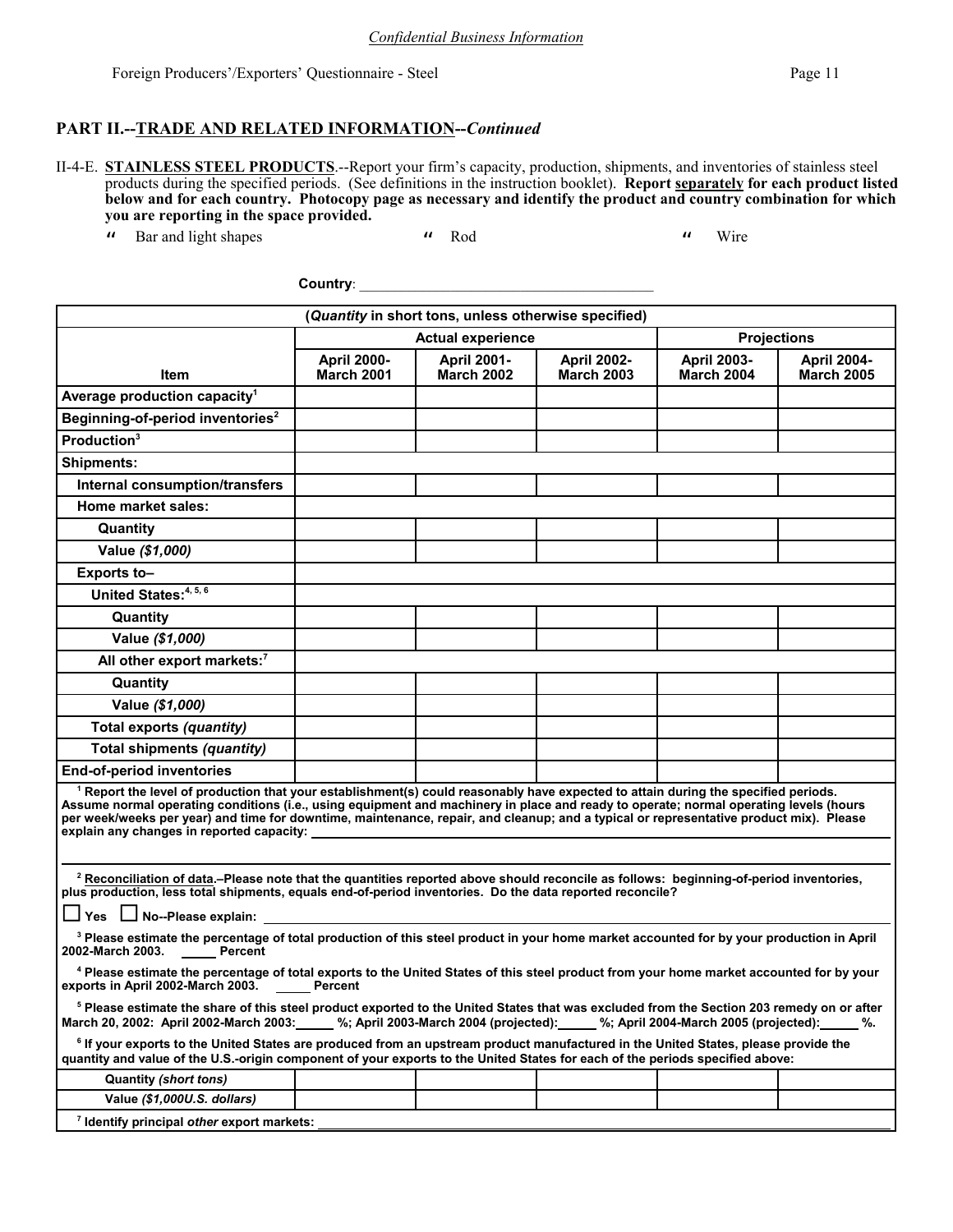*Confidential Business Information*

## PART II.--TRADE AND RELATED INFORMATION--*Continued*

II-4-E. **STAINLESS STEEL PRODUCTS**.--Report your firm's capacity, production, shipments, and inventories of stainless steel products during the specified periods. (See definitions in the instruction booklet). **Report separately for each product listed below and for each country. Photocopy page as necessary and identify the product and country combination for which you are reporting in the space provided.**

" Bar and light shapes &nbsp;&nbsp;&nbsp;&nbsp; " Rod &nbsp;&nbsp;&nbsp;&nbsp; " Wire

**Country**: ______________________________________

| (*Quantity* in short tons, unless otherwise specified) | | | | | |
|---|---|---|---|---|---|
| | Actual experience | | | Projections | |
| **Item** | **April 2000-March 2001** | **April 2001-March 2002** | **April 2002-March 2003** | **April 2003-March 2004** | **April 2004-March 2005** |
| **Average production capacity**[1] | | | | | |
| **Beginning-of-period inventories**[2] | | | | | |
| **Production**[3] | | | | | |
| **Shipments:** | | | | | |
| Internal consumption/transfers | | | | | |
| Home market sales: | | | | | |
| Quantity | | | | | |
| Value *($1,000)* | | | | | |
| Exports to– | | | | | |
| United States:[4, 5, 6] | | | | | |
| Quantity | | | | | |
| Value *($1,000)* | | | | | |
| All other export markets:[7] | | | | | |
| Quantity | | | | | |
| Value *($1,000)* | | | | | |
| Total exports *(quantity)* | | | | | |
| Total shipments *(quantity)* | | | | | |
| **End-of-period inventories** | | | | | |

[1] **Report the level of production that your establishment(s) could reasonably have expected to attain during the specified periods. Assume normal operating conditions (i.e., using equipment and machinery in place and ready to operate; normal operating levels (hours per week/weeks per year) and time for downtime, maintenance, repair, and cleanup; and a typical or representative product mix). Please explain any changes in reported capacity:** ______________________________________

[2] **Reconciliation of data.–Please note that the quantities reported above should reconcile as follows: beginning-of-period inventories, plus production, less total shipments, equals end-of-period inventories. Do the data reported reconcile?**

☐ **Yes** ☐ **No--Please explain:** ______________________________________

[3] **Please estimate the percentage of total production of this steel product in your home market accounted for by your production in April 2002-March 2003.** _____ **Percent**

[4] **Please estimate the percentage of total exports to the United States of this steel product from your home market accounted for by your exports in April 2002-March 2003.** _____ **Percent**

[5] **Please estimate the share of this steel product exported to the United States that was excluded from the Section 203 remedy on or after March 20, 2002: April 2002-March 2003:_____ %; April 2003-March 2004 (projected):_____ %; April 2004-March 2005 (projected):_____ %.**

[6] **If your exports to the United States are produced from an upstream product manufactured in the United States, please provide the quantity and value of the U.S.-origin component of your exports to the United States for each of the periods specified above:**

| | | | | | |
|---|---|---|---|---|---|
| Quantity *(short tons)* | | | | | |
| Value *($1,000U.S. dollars)* | | | | | |

[7] **Identify principal *other* export markets:** ______________________________________